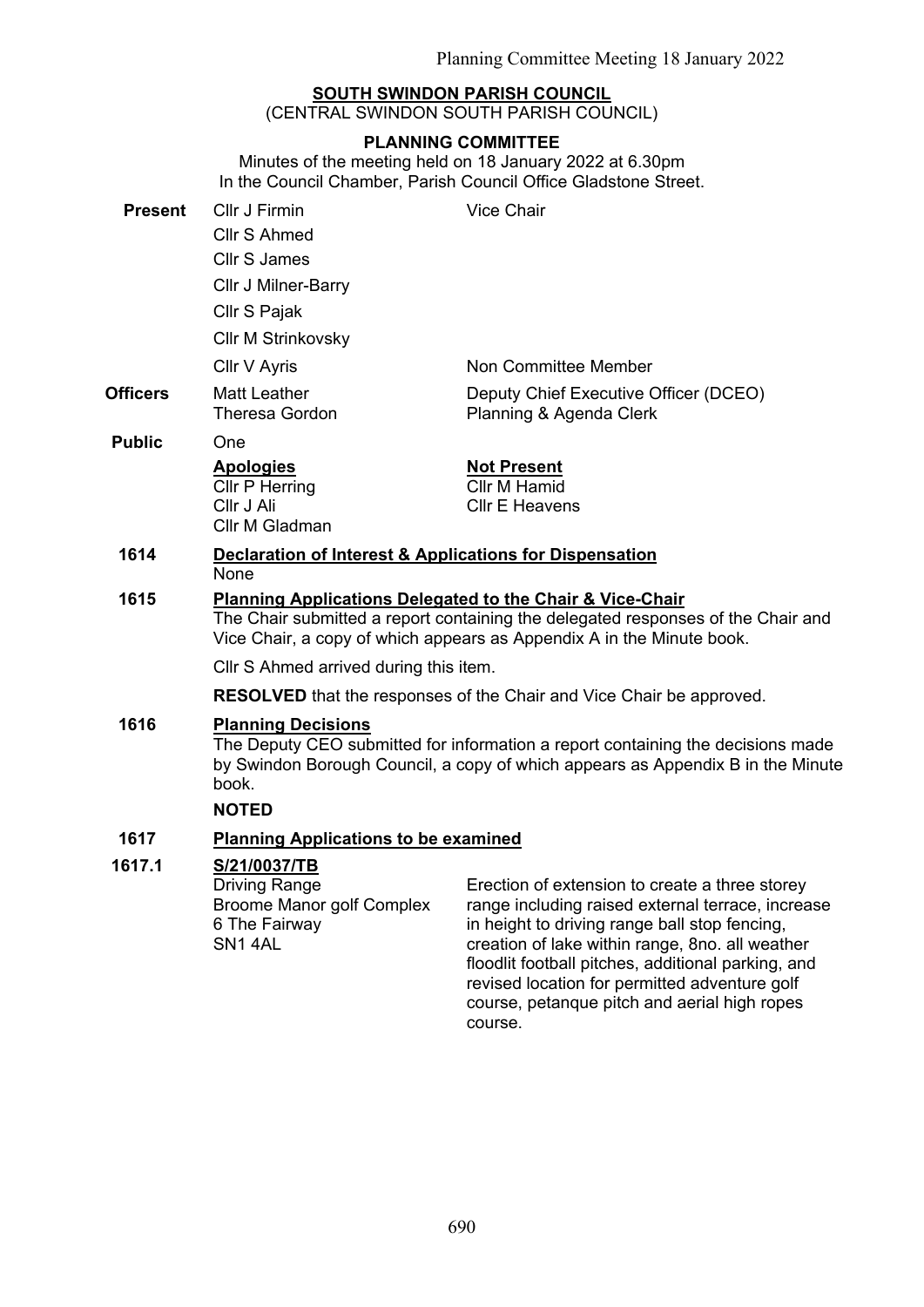**SOUTH SWINDON PARISH COUNCIL**
(CENTRAL SWINDON SOUTH PARISH COUNCIL)

**PLANNING COMMITTEE**

Minutes of the meeting held on 18 January 2022 at 6.30pm
In the Council Chamber, Parish Council Office Gladstone Street.

| | | |
|---|---|---|
| **Present** | Cllr J Firmin | Vice Chair |
| | Cllr S Ahmed | |
| | Cllr S James | |
| | Cllr J Milner-Barry | |
| | Cllr S Pajak | |
| | Cllr M Strinkovsky | |
| | Cllr V Ayris | Non Committee Member |
| **Officers** | Matt Leather<br>Theresa Gordon | Deputy Chief Executive Officer (DCEO)<br>Planning & Agenda Clerk |
| **Public** | One | |
| | **Apologies**<br>Cllr P Herring<br>Cllr J Ali<br>Cllr M Gladman | **Not Present**<br>Cllr M Hamid<br>Cllr E Heavens |

**1614 Declaration of Interest & Applications for Dispensation**

None

**1615 Planning Applications Delegated to the Chair & Vice-Chair**

The Chair submitted a report containing the delegated responses of the Chair and Vice Chair, a copy of which appears as Appendix A in the Minute book.

Cllr S Ahmed arrived during this item.

**RESOLVED** that the responses of the Chair and Vice Chair be approved.

**1616 Planning Decisions**

The Deputy CEO submitted for information a report containing the decisions made by Swindon Borough Council, a copy of which appears as Appendix B in the Minute book.

**NOTED**

**1617 Planning Applications to be examined**

**1617.1 S/21/0037/TB**

| | |
|---|---|
| Driving Range<br>Broome Manor golf Complex<br>6 The Fairway<br>SN1 4AL | Erection of extension to create a three storey range including raised external terrace, increase in height to driving range ball stop fencing, creation of lake within range, 8no. all weather floodlit football pitches, additional parking, and revised location for permitted adventure golf course, petanque pitch and aerial high ropes course. |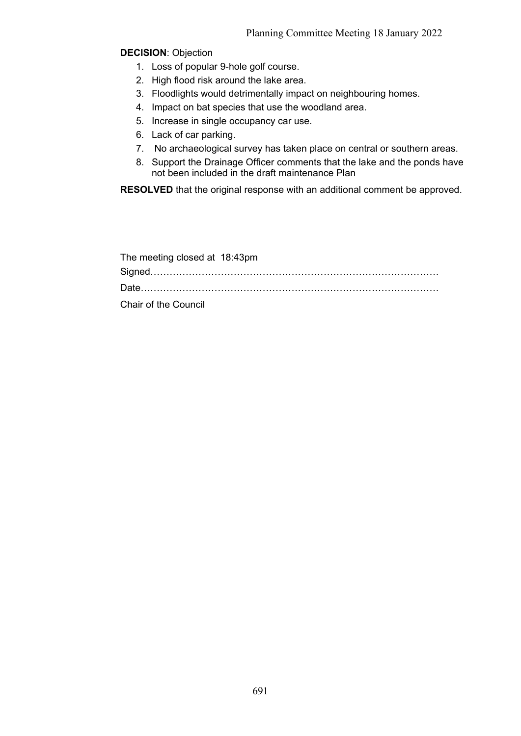**DECISION**: Objection

1. Loss of popular 9-hole golf course.
2. High flood risk around the lake area.
3. Floodlights would detrimentally impact on neighbouring homes.
4. Impact on bat species that use the woodland area.
5. Increase in single occupancy car use.
6. Lack of car parking.
7. No archaeological survey has taken place on central or southern areas.
8. Support the Drainage Officer comments that the lake and the ponds have not been included in the draft maintenance Plan

**RESOLVED** that the original response with an additional comment be approved.

The meeting closed at 18:43pm

Signed………………………………………………………………………………

Date…………………………………………………………………………………

Chair of the Council